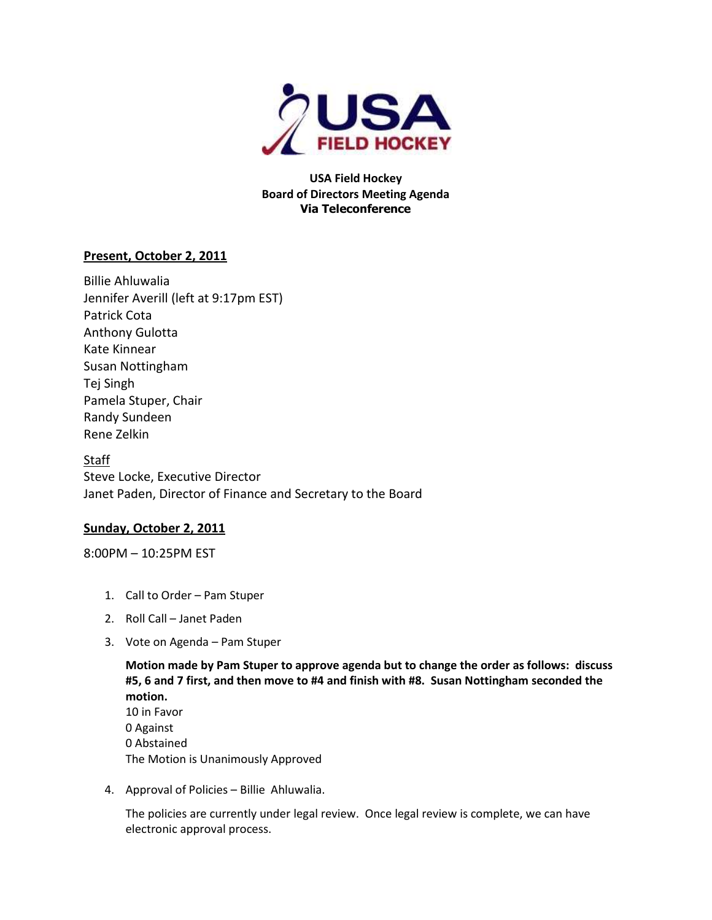# USA Field Hockey
## Board of Directors Meeting Agenda
## Via Teleconference

**Present, October 2, 2011**

Billie Ahluwalia
Jennifer Averill (left at 9:17pm EST)
Patrick Cota
Anthony Gulotta
Kate Kinnear
Susan Nottingham
Tej Singh
Pamela Stuper, Chair
Randy Sundeen
Rene Zelkin

Staff
Steve Locke, Executive Director
Janet Paden, Director of Finance and Secretary to the Board

**Sunday, October 2, 2011**

8:00PM – 10:25PM EST

1. Call to Order – Pam Stuper
2. Roll Call – Janet Paden
3. Vote on Agenda – Pam Stuper

   **Motion made by Pam Stuper to approve agenda but to change the order as follows: discuss #5, 6 and 7 first, and then move to #4 and finish with #8. Susan Nottingham seconded the motion.**
   10 in Favor
   0 Against
   0 Abstained
   The Motion is Unanimously Approved

4. Approval of Policies – Billie Ahluwalia.

   The policies are currently under legal review. Once legal review is complete, we can have electronic approval process.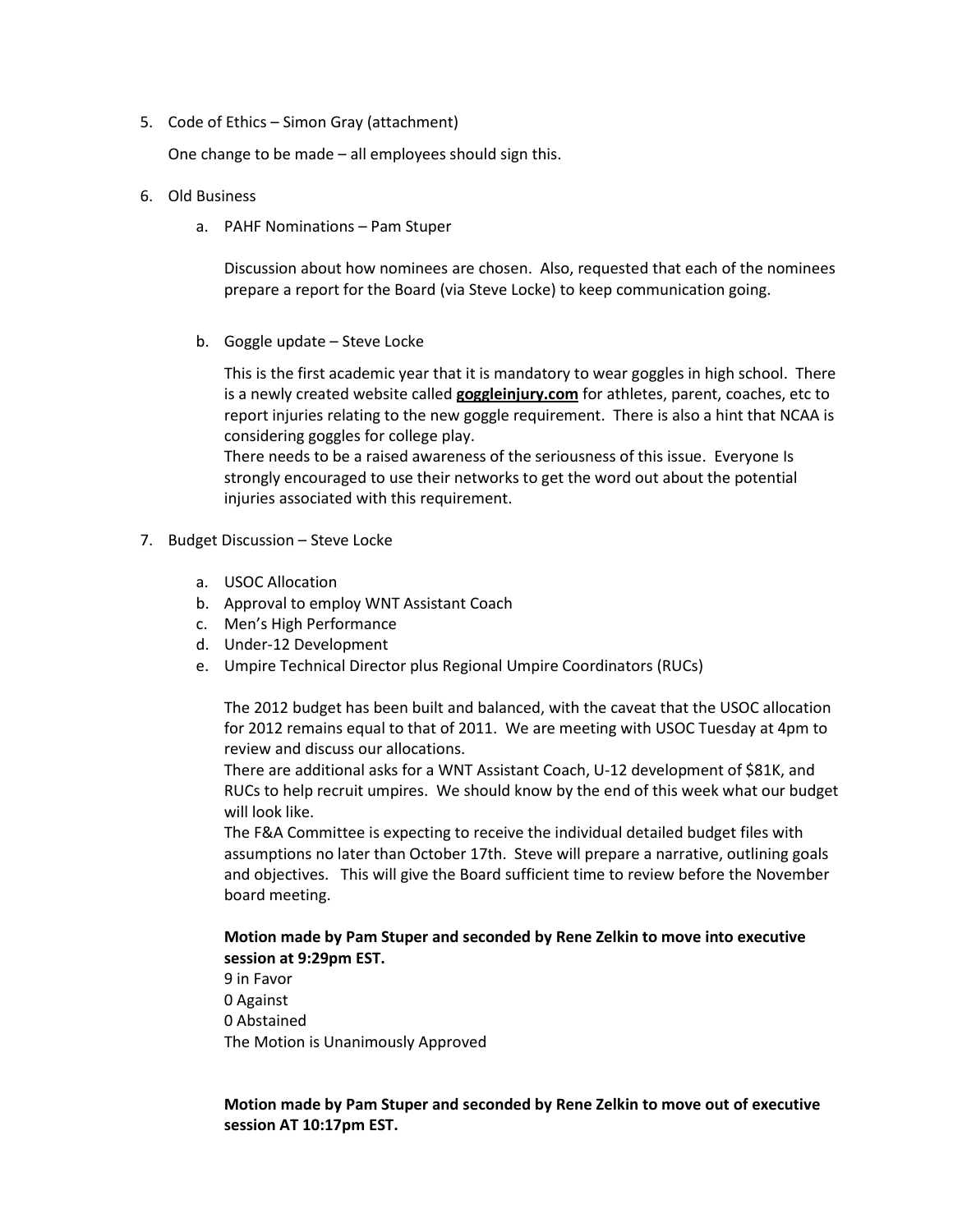5. Code of Ethics – Simon Gray (attachment)

   One change to be made – all employees should sign this.

6. Old Business

   a. PAHF Nominations – Pam Stuper

      Discussion about how nominees are chosen. Also, requested that each of the nominees prepare a report for the Board (via Steve Locke) to keep communication going.

   b. Goggle update – Steve Locke

      This is the first academic year that it is mandatory to wear goggles in high school. There is a newly created website called **goggleinjury.com** for athletes, parent, coaches, etc to report injuries relating to the new goggle requirement. There is also a hint that NCAA is considering goggles for college play.
      There needs to be a raised awareness of the seriousness of this issue. Everyone Is strongly encouraged to use their networks to get the word out about the potential injuries associated with this requirement.

7. Budget Discussion – Steve Locke

   a. USOC Allocation
   b. Approval to employ WNT Assistant Coach
   c. Men's High Performance
   d. Under-12 Development
   e. Umpire Technical Director plus Regional Umpire Coordinators (RUCs)

      The 2012 budget has been built and balanced, with the caveat that the USOC allocation for 2012 remains equal to that of 2011. We are meeting with USOC Tuesday at 4pm to review and discuss our allocations.
      There are additional asks for a WNT Assistant Coach, U-12 development of $81K, and RUCs to help recruit umpires. We should know by the end of this week what our budget will look like.
      The F&A Committee is expecting to receive the individual detailed budget files with assumptions no later than October 17th. Steve will prepare a narrative, outlining goals and objectives. This will give the Board sufficient time to review before the November board meeting.

      **Motion made by Pam Stuper and seconded by Rene Zelkin to move into executive session at 9:29pm EST.**
      9 in Favor
      0 Against
      0 Abstained
      The Motion is Unanimously Approved

      **Motion made by Pam Stuper and seconded by Rene Zelkin to move out of executive session AT 10:17pm EST.**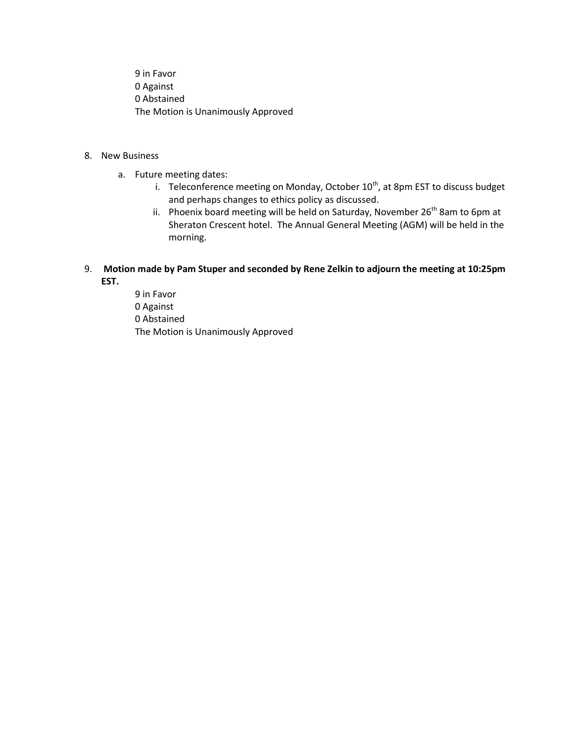9 in Favor
0 Against
0 Abstained
The Motion is Unanimously Approved

8. New Business

   a. Future meeting dates:

      i. Teleconference meeting on Monday, October 10th, at 8pm EST to discuss budget and perhaps changes to ethics policy as discussed.

      ii. Phoenix board meeting will be held on Saturday, November 26th 8am to 6pm at Sheraton Crescent hotel. The Annual General Meeting (AGM) will be held in the morning.

9. **Motion made by Pam Stuper and seconded by Rene Zelkin to adjourn the meeting at 10:25pm EST.**

   9 in Favor
   0 Against
   0 Abstained
   The Motion is Unanimously Approved